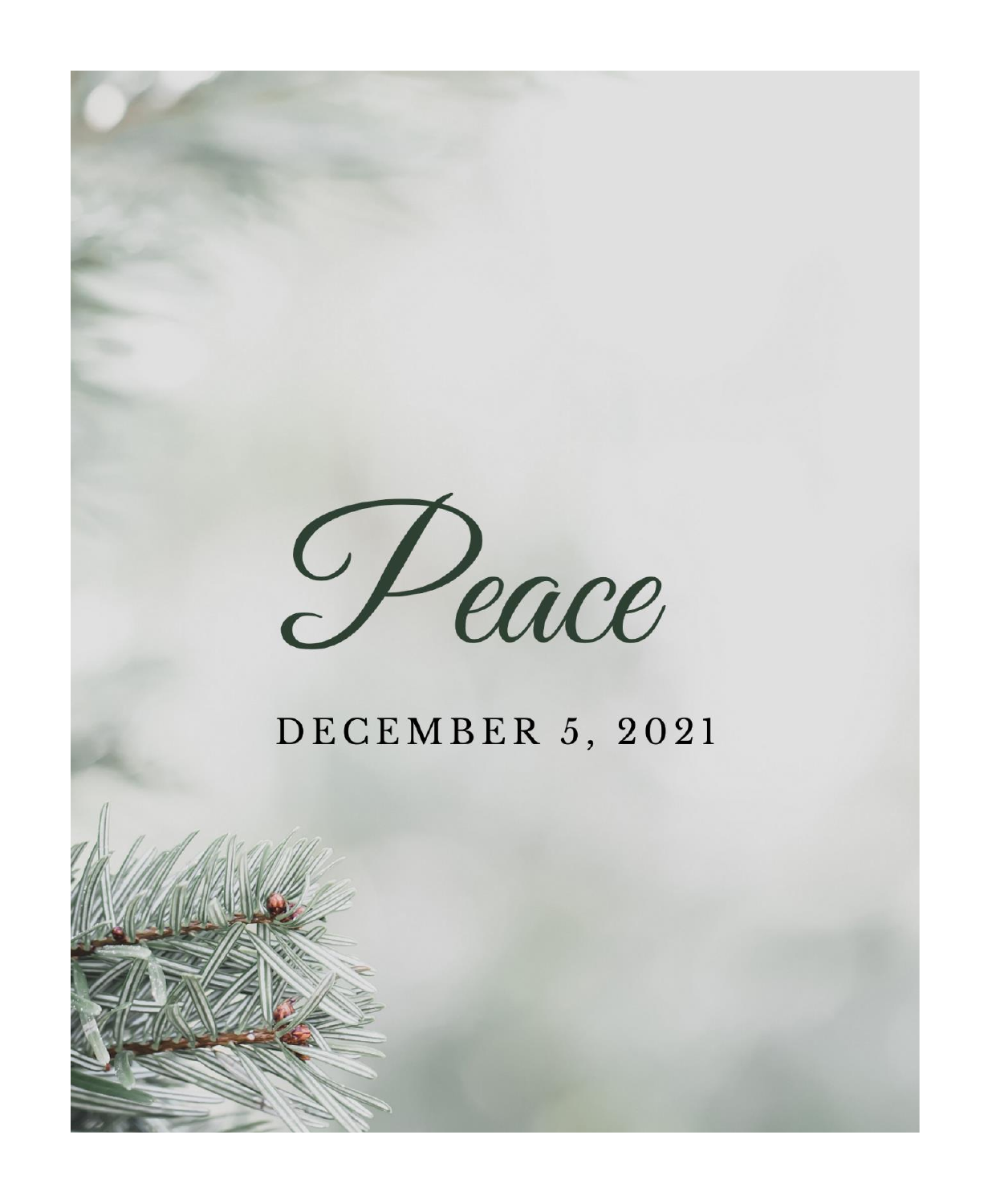# Peace

DECEMBER 5, 2021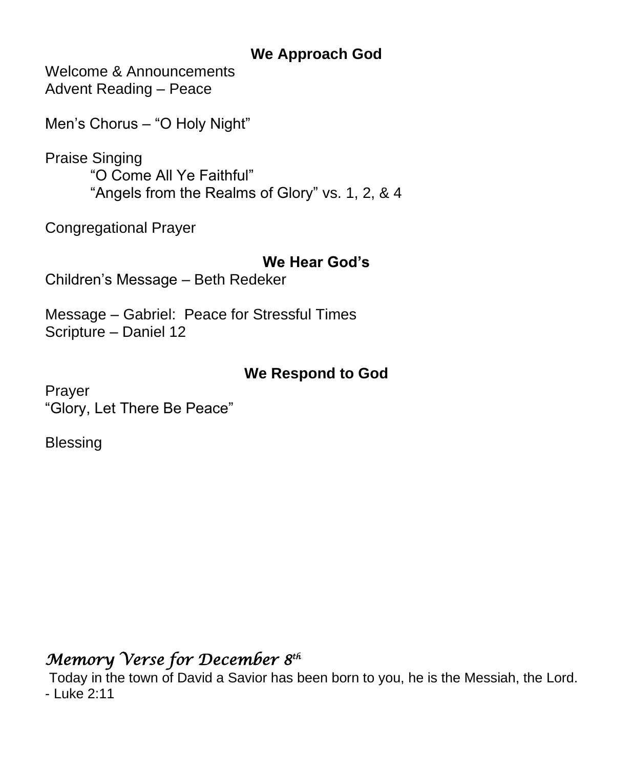### We Approach God

Welcome & Announcements
Advent Reading – Peace

Men's Chorus – "O Holy Night"

Praise Singing

"O Come All Ye Faithful"
"Angels from the Realms of Glory" vs. 1, 2, & 4

Congregational Prayer

### We Hear God's

Children's Message – Beth Redeker

Message – Gabriel: Peace for Stressful Times
Scripture – Daniel 12

### We Respond to God

Prayer
"Glory, Let There Be Peace"

Blessing

## *Memory Verse for December 8th*

Today in the town of David a Savior has been born to you, he is the Messiah, the Lord.
- Luke 2:11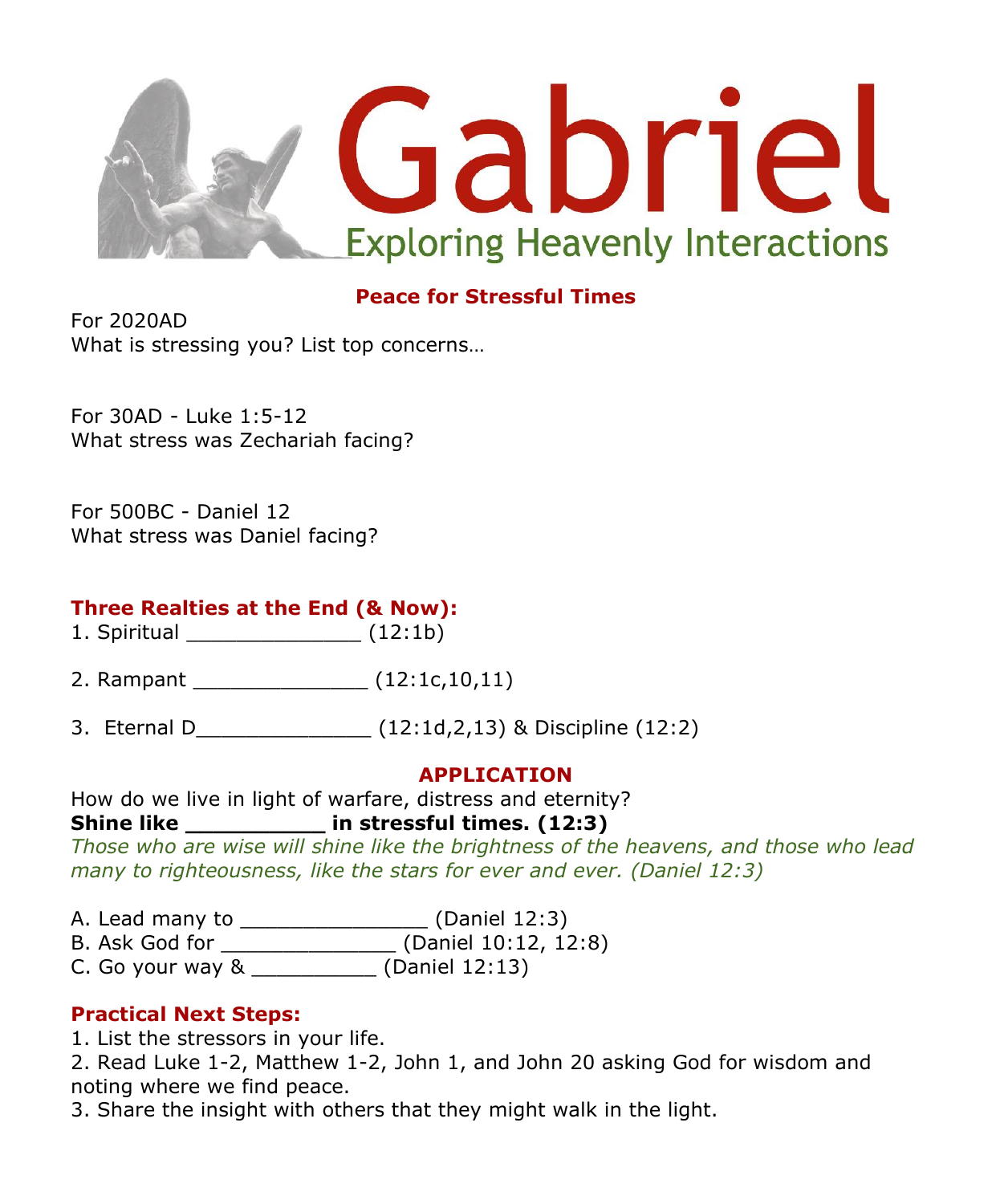# Gabriel

## Exploring Heavenly Interactions

### Peace for Stressful Times

For 2020AD
What is stressing you? List top concerns…

For 30AD - Luke 1:5-12
What stress was Zechariah facing?

For 500BC - Daniel 12
What stress was Daniel facing?

### Three Realties at the End (& Now):

1. Spiritual ______________ (12:1b)

2. Rampant ______________ (12:1c,10,11)

3. Eternal D______________ (12:1d,2,13) & Discipline (12:2)

### APPLICATION

How do we live in light of warfare, distress and eternity?
**Shine like __________ in stressful times. (12:3)**
*Those who are wise will shine like the brightness of the heavens, and those who lead many to righteousness, like the stars for ever and ever. (Daniel 12:3)*

A. Lead many to _______________ (Daniel 12:3)
B. Ask God for ______________ (Daniel 10:12, 12:8)
C. Go your way & __________ (Daniel 12:13)

### Practical Next Steps:

1. List the stressors in your life.
2. Read Luke 1-2, Matthew 1-2, John 1, and John 20 asking God for wisdom and noting where we find peace.
3. Share the insight with others that they might walk in the light.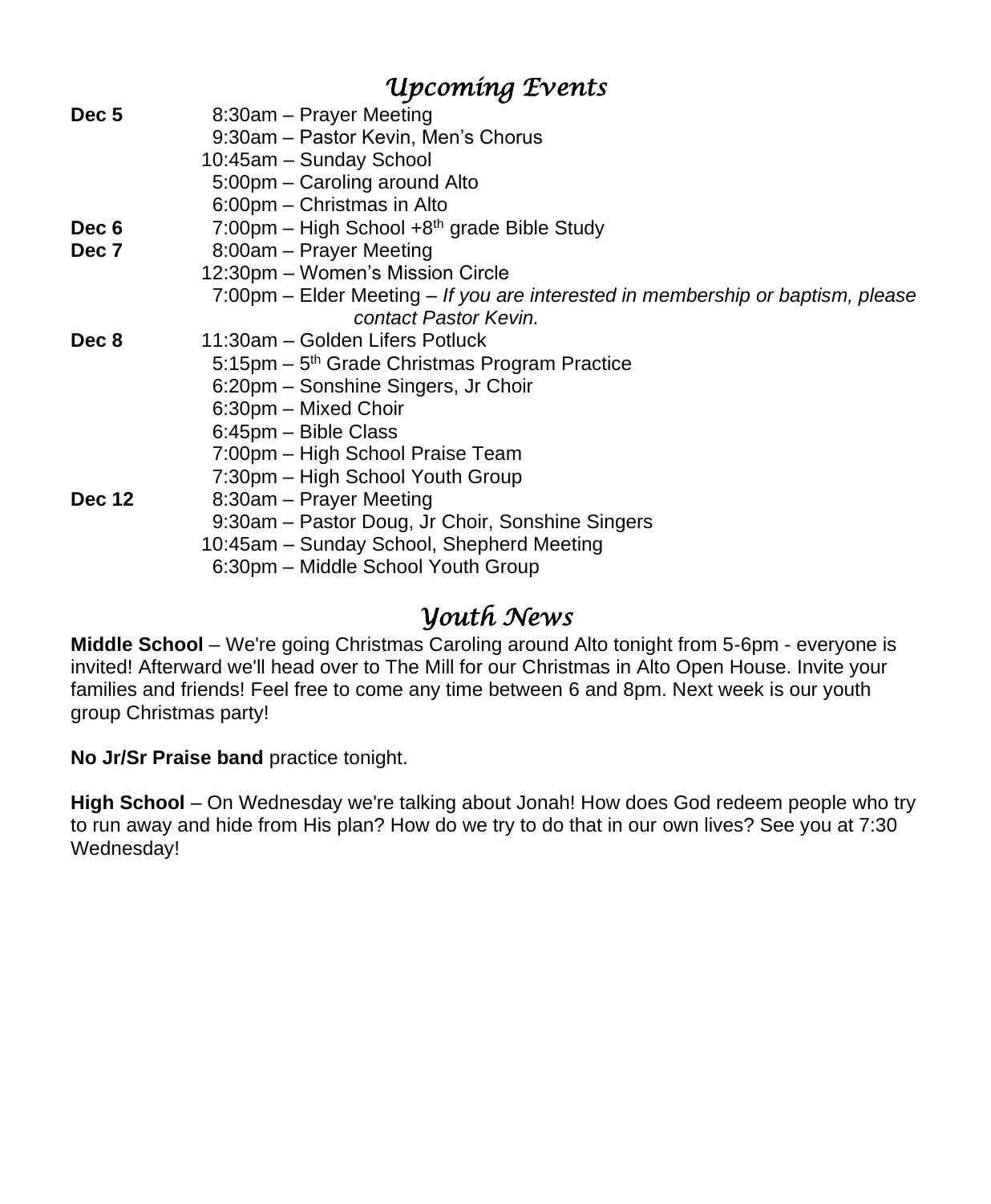## *Upcoming Events*

| | |
|---|---|
| **Dec 5** | 8:30am – Prayer Meeting |
| | 9:30am – Pastor Kevin, Men's Chorus |
| | 10:45am – Sunday School |
| | 5:00pm – Caroling around Alto |
| | 6:00pm – Christmas in Alto |
| **Dec 6** | 7:00pm – High School +8th grade Bible Study |
| **Dec 7** | 8:00am – Prayer Meeting |
| | 12:30pm – Women's Mission Circle |
| | 7:00pm – Elder Meeting – *If you are interested in membership or baptism, please contact Pastor Kevin.* |
| **Dec 8** | 11:30am – Golden Lifers Potluck |
| | 5:15pm – 5th Grade Christmas Program Practice |
| | 6:20pm – Sonshine Singers, Jr Choir |
| | 6:30pm – Mixed Choir |
| | 6:45pm – Bible Class |
| | 7:00pm – High School Praise Team |
| | 7:30pm – High School Youth Group |
| **Dec 12** | 8:30am – Prayer Meeting |
| | 9:30am – Pastor Doug, Jr Choir, Sonshine Singers |
| | 10:45am – Sunday School, Shepherd Meeting |
| | 6:30pm – Middle School Youth Group |

## *Youth News*

**Middle School** – We're going Christmas Caroling around Alto tonight from 5-6pm - everyone is invited! Afterward we'll head over to The Mill for our Christmas in Alto Open House. Invite your families and friends! Feel free to come any time between 6 and 8pm. Next week is our youth group Christmas party!

**No Jr/Sr Praise band** practice tonight.

**High School** – On Wednesday we're talking about Jonah! How does God redeem people who try to run away and hide from His plan? How do we try to do that in our own lives? See you at 7:30 Wednesday!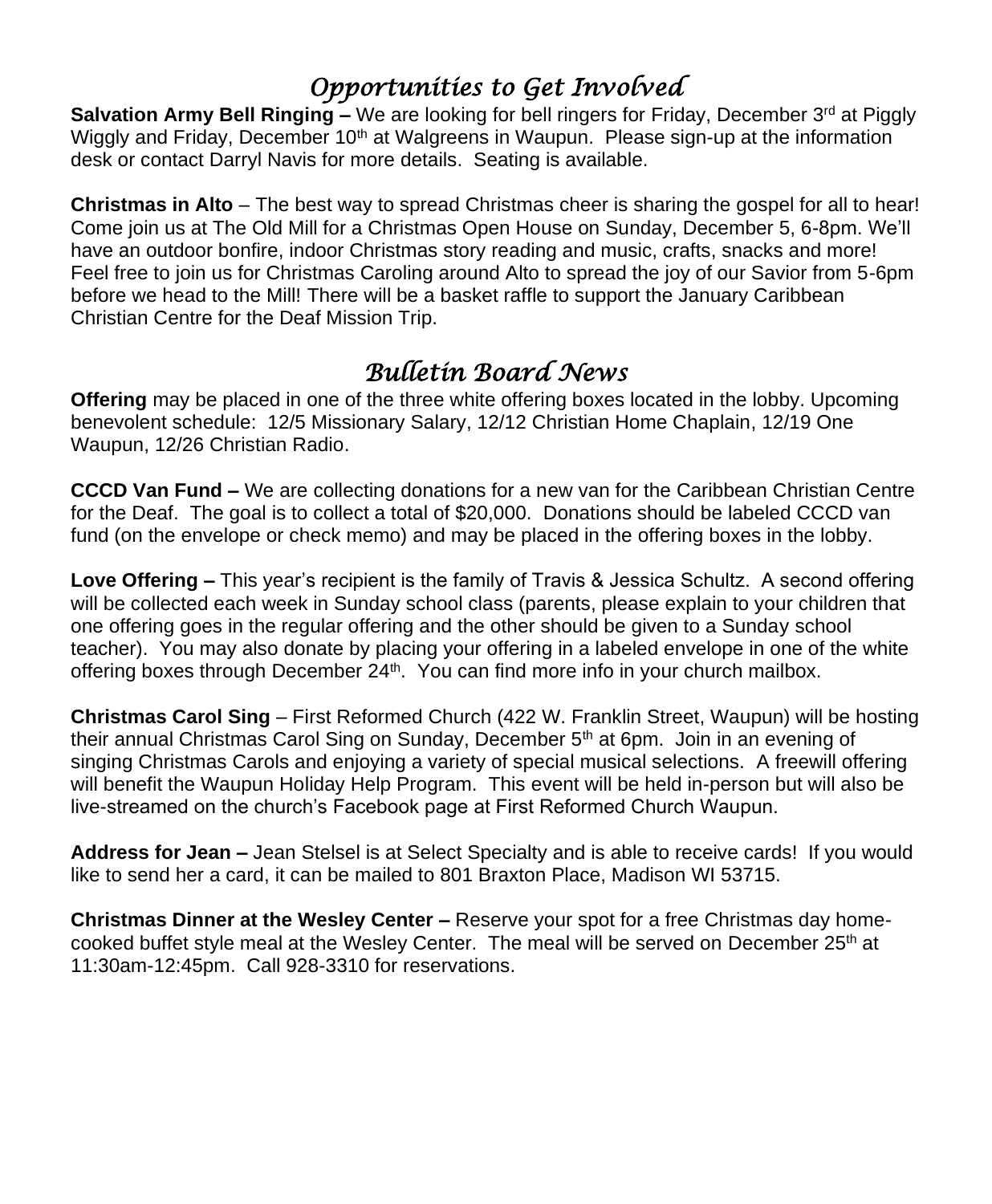## *Opportunities to Get Involved*

**Salvation Army Bell Ringing –** We are looking for bell ringers for Friday, December 3rd at Piggly Wiggly and Friday, December 10th at Walgreens in Waupun. Please sign-up at the information desk or contact Darryl Navis for more details. Seating is available.

**Christmas in Alto** – The best way to spread Christmas cheer is sharing the gospel for all to hear! Come join us at The Old Mill for a Christmas Open House on Sunday, December 5, 6-8pm. We'll have an outdoor bonfire, indoor Christmas story reading and music, crafts, snacks and more! Feel free to join us for Christmas Caroling around Alto to spread the joy of our Savior from 5-6pm before we head to the Mill! There will be a basket raffle to support the January Caribbean Christian Centre for the Deaf Mission Trip.

## *Bulletin Board News*

**Offering** may be placed in one of the three white offering boxes located in the lobby. Upcoming benevolent schedule: 12/5 Missionary Salary, 12/12 Christian Home Chaplain, 12/19 One Waupun, 12/26 Christian Radio.

**CCCD Van Fund –** We are collecting donations for a new van for the Caribbean Christian Centre for the Deaf. The goal is to collect a total of $20,000. Donations should be labeled CCCD van fund (on the envelope or check memo) and may be placed in the offering boxes in the lobby.

**Love Offering –** This year's recipient is the family of Travis & Jessica Schultz. A second offering will be collected each week in Sunday school class (parents, please explain to your children that one offering goes in the regular offering and the other should be given to a Sunday school teacher). You may also donate by placing your offering in a labeled envelope in one of the white offering boxes through December 24th. You can find more info in your church mailbox.

**Christmas Carol Sing** – First Reformed Church (422 W. Franklin Street, Waupun) will be hosting their annual Christmas Carol Sing on Sunday, December 5th at 6pm. Join in an evening of singing Christmas Carols and enjoying a variety of special musical selections. A freewill offering will benefit the Waupun Holiday Help Program. This event will be held in-person but will also be live-streamed on the church's Facebook page at First Reformed Church Waupun.

**Address for Jean –** Jean Stelsel is at Select Specialty and is able to receive cards! If you would like to send her a card, it can be mailed to 801 Braxton Place, Madison WI 53715.

**Christmas Dinner at the Wesley Center –** Reserve your spot for a free Christmas day home-cooked buffet style meal at the Wesley Center. The meal will be served on December 25th at 11:30am-12:45pm. Call 928-3310 for reservations.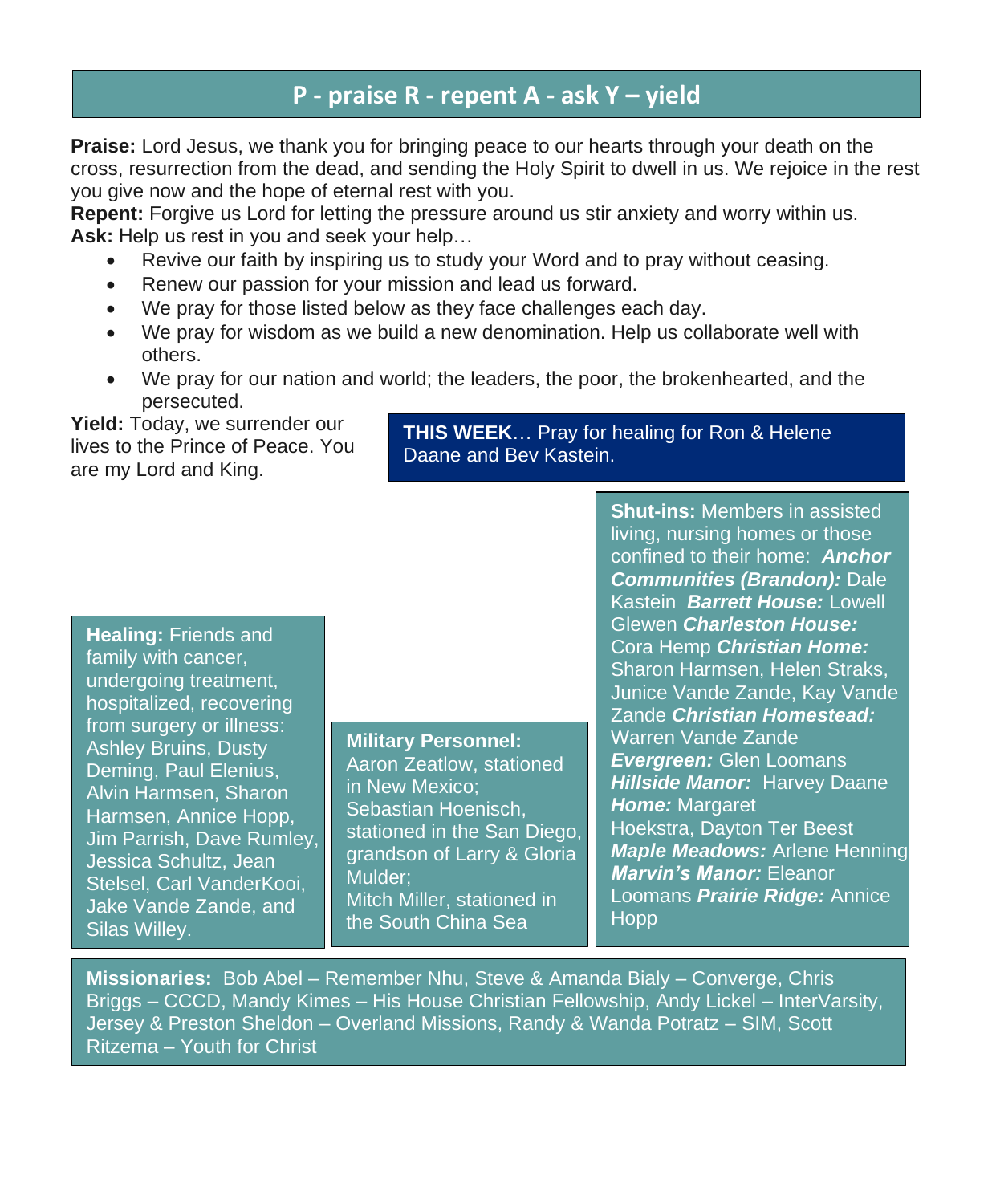## P - praise R - repent A - ask Y – yield

**Praise:** Lord Jesus, we thank you for bringing peace to our hearts through your death on the cross, resurrection from the dead, and sending the Holy Spirit to dwell in us. We rejoice in the rest you give now and the hope of eternal rest with you.

**Repent:** Forgive us Lord for letting the pressure around us stir anxiety and worry within us.

**Ask:** Help us rest in you and seek your help…

- Revive our faith by inspiring us to study your Word and to pray without ceasing.
- Renew our passion for your mission and lead us forward.
- We pray for those listed below as they face challenges each day.
- We pray for wisdom as we build a new denomination. Help us collaborate well with others.
- We pray for our nation and world; the leaders, the poor, the brokenhearted, and the persecuted.

**Yield:** Today, we surrender our lives to the Prince of Peace. You are my Lord and King.

**THIS WEEK**… Pray for healing for Ron & Helene Daane and Bev Kastein.

**Healing:** Friends and family with cancer, undergoing treatment, hospitalized, recovering from surgery or illness: Ashley Bruins, Dusty Deming, Paul Elenius, Alvin Harmsen, Sharon Harmsen, Annice Hopp, Jim Parrish, Dave Rumley, Jessica Schultz, Jean Stelsel, Carl VanderKooi, Jake Vande Zande, and Silas Willey.

**Military Personnel:** Aaron Zeatlow, stationed in New Mexico; Sebastian Hoenisch, stationed in the San Diego, grandson of Larry & Gloria Mulder; Mitch Miller, stationed in the South China Sea

**Shut-ins:** Members in assisted living, nursing homes or those confined to their home: ***Anchor Communities (Brandon):*** Dale Kastein ***Barrett House:*** Lowell Glewen ***Charleston House:*** Cora Hemp ***Christian Home:*** Sharon Harmsen, Helen Straks, Junice Vande Zande, Kay Vande Zande ***Christian Homestead:*** Warren Vande Zande ***Evergreen:*** Glen Loomans ***Hillside Manor:*** Harvey Daane ***Home:*** Margaret Hoekstra, Dayton Ter Beest ***Maple Meadows:*** Arlene Henning ***Marvin's Manor:*** Eleanor Loomans ***Prairie Ridge:*** Annice Hopp

**Missionaries:** Bob Abel – Remember Nhu, Steve & Amanda Bialy – Converge, Chris Briggs – CCCD, Mandy Kimes – His House Christian Fellowship, Andy Lickel – InterVarsity, Jersey & Preston Sheldon – Overland Missions, Randy & Wanda Potratz – SIM, Scott Ritzema – Youth for Christ